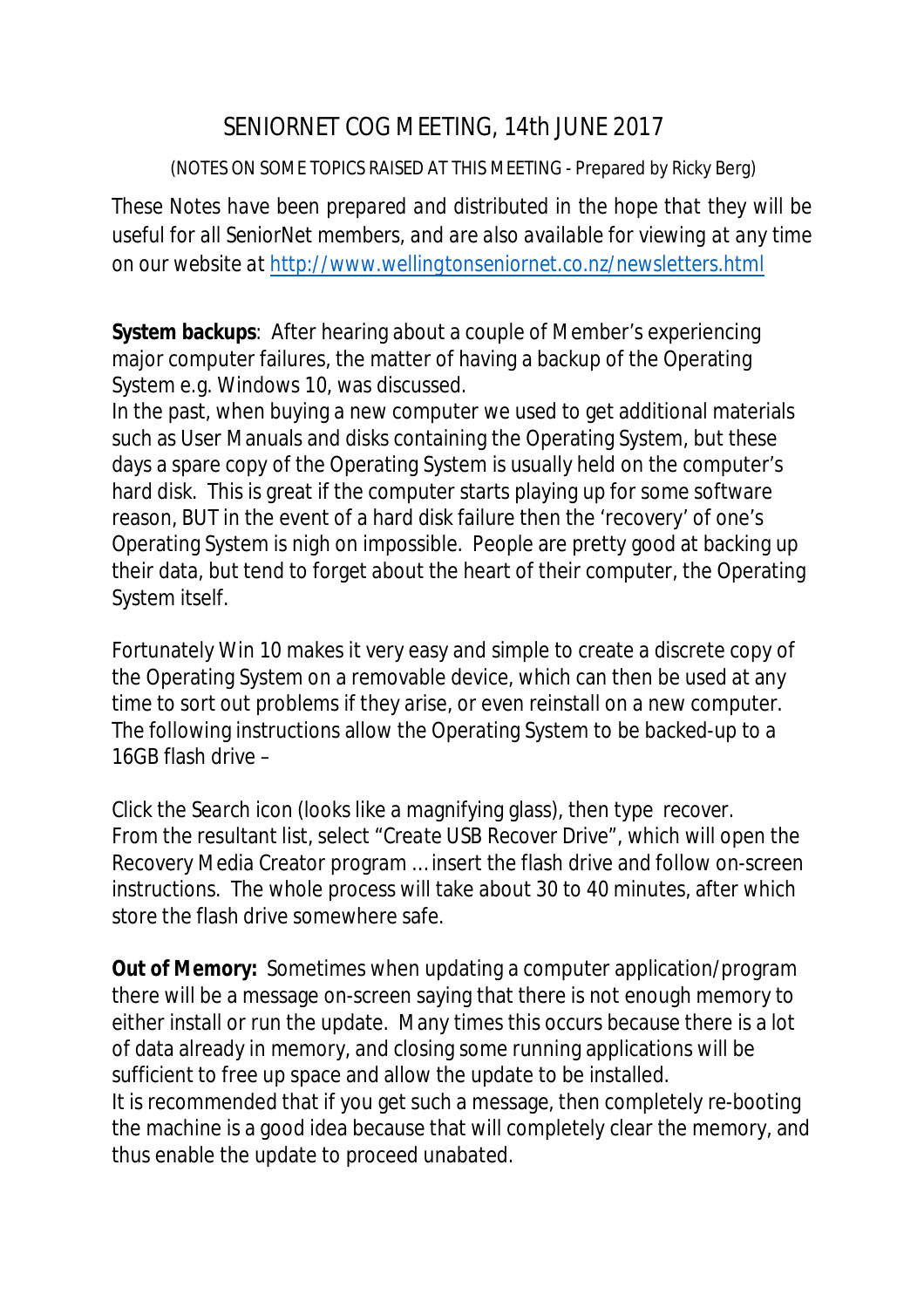# SENIORNET COG MEETING, 14th JUNE 2017

(NOTES ON SOME TOPICS RAISED AT THIS MEETING - Prepared by Ricky Berg)

These Notes have been prepared and distributed in the hope that they will be useful for all SeniorNet members, and are also available for viewing at any time on our website at [http://www.wellingtonseniornet.co.nz/newsletters.html](http://www.wellingtonseniornet.co.nz/newsletters.html)

**System backups**: After hearing about a couple of Member's experiencing major computer failures, the matter of having a backup of the Operating System e.g. Windows 10, was discussed.
In the past, when buying a new computer we used to get additional materials such as User Manuals and disks containing the Operating System, but these days a spare copy of the Operating System is usually held on the computer's hard disk. This is great if the computer starts playing up for some software reason, BUT in the event of a hard disk failure then the 'recovery' of one's Operating System is nigh on impossible. People are pretty good at backing up their data, but tend to forget about the heart of their computer, the Operating System itself.

Fortunately Win 10 makes it very easy and simple to create a discrete copy of the Operating System on a removable device, which can then be used at any time to sort out problems if they arise, or even reinstall on a new computer. The following instructions allow the Operating System to be backed-up to a 16GB flash drive –

Click the Search icon (looks like a magnifying glass), then type recover.
From the resultant list, select "Create USB Recover Drive", which will open the Recovery Media Creator program … insert the flash drive and follow on-screen instructions. The whole process will take about 30 to 40 minutes, after which store the flash drive somewhere safe.

**Out of Memory:** Sometimes when updating a computer application/program there will be a message on-screen saying that there is not enough memory to either install or run the update. Many times this occurs because there is a lot of data already in memory, and closing some running applications will be sufficient to free up space and allow the update to be installed.
It is recommended that if you get such a message, then completely re-booting the machine is a good idea because that will completely clear the memory, and thus enable the update to proceed unabated.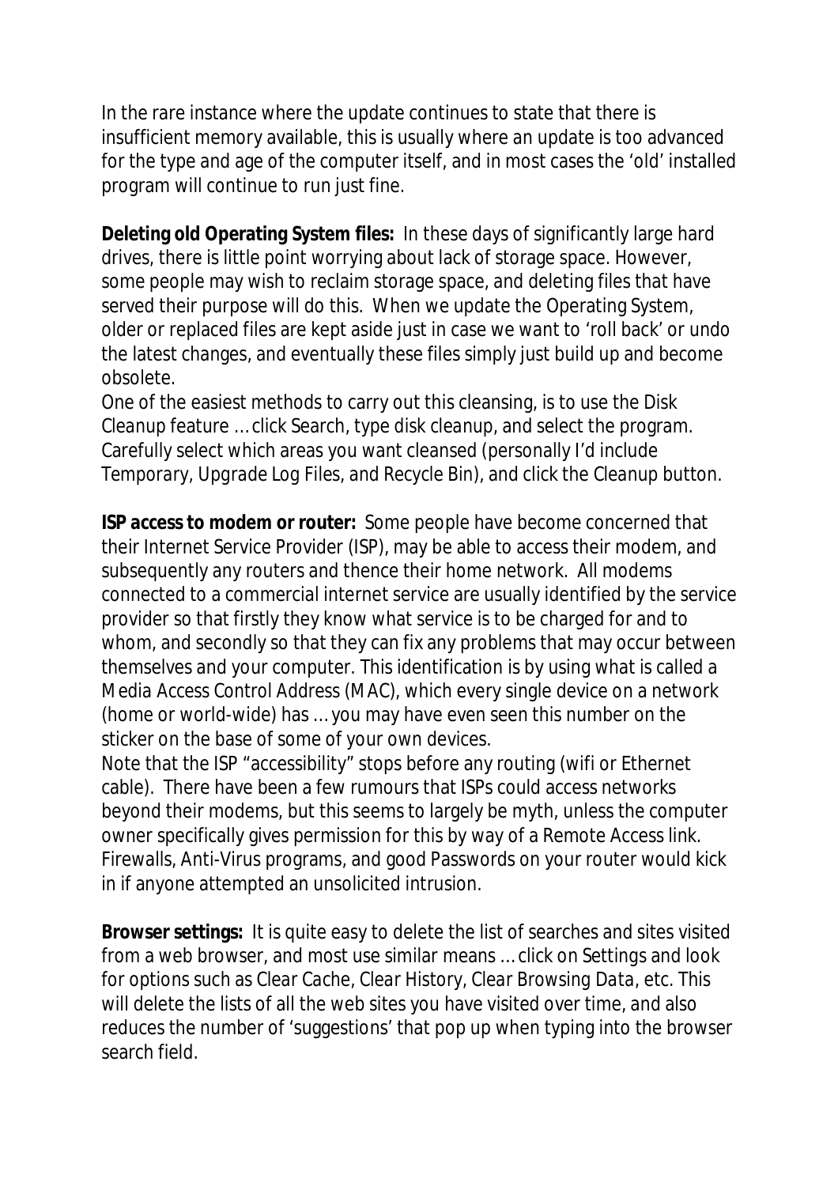In the rare instance where the update continues to state that there is insufficient memory available, this is usually where an update is too advanced for the type and age of the computer itself, and in most cases the 'old' installed program will continue to run just fine.

**Deleting old Operating System files:** In these days of significantly large hard drives, there is little point worrying about lack of storage space. However, some people may wish to reclaim storage space, and deleting files that have served their purpose will do this. When we update the Operating System, older or replaced files are kept aside just in case we want to 'roll back' or undo the latest changes, and eventually these files simply just build up and become obsolete.
One of the easiest methods to carry out this cleansing, is to use the Disk Cleanup feature … click Search, type disk cleanup, and select the program. Carefully select which areas you want cleansed (personally I'd include Temporary, Upgrade Log Files, and Recycle Bin), and click the Cleanup button.

**ISP access to modem or router:** Some people have become concerned that their Internet Service Provider (ISP), may be able to access their modem, and subsequently any routers and thence their home network. All modems connected to a commercial internet service are usually identified by the service provider so that firstly they know what service is to be charged for and to whom, and secondly so that they can fix any problems that may occur between themselves and your computer. This identification is by using what is called a Media Access Control Address (MAC), which every single device on a network (home or world-wide) has … you may have even seen this number on the sticker on the base of some of your own devices.
Note that the ISP "accessibility" stops before any routing (wifi or Ethernet cable). There have been a few rumours that ISPs could access networks beyond their modems, but this seems to largely be myth, unless the computer owner specifically gives permission for this by way of a Remote Access link. Firewalls, Anti-Virus programs, and good Passwords on your router would kick in if anyone attempted an unsolicited intrusion.

**Browser settings:** It is quite easy to delete the list of searches and sites visited from a web browser, and most use similar means … click on Settings and look for options such as Clear Cache, Clear History, Clear Browsing Data, etc. This will delete the lists of all the web sites you have visited over time, and also reduces the number of 'suggestions' that pop up when typing into the browser search field.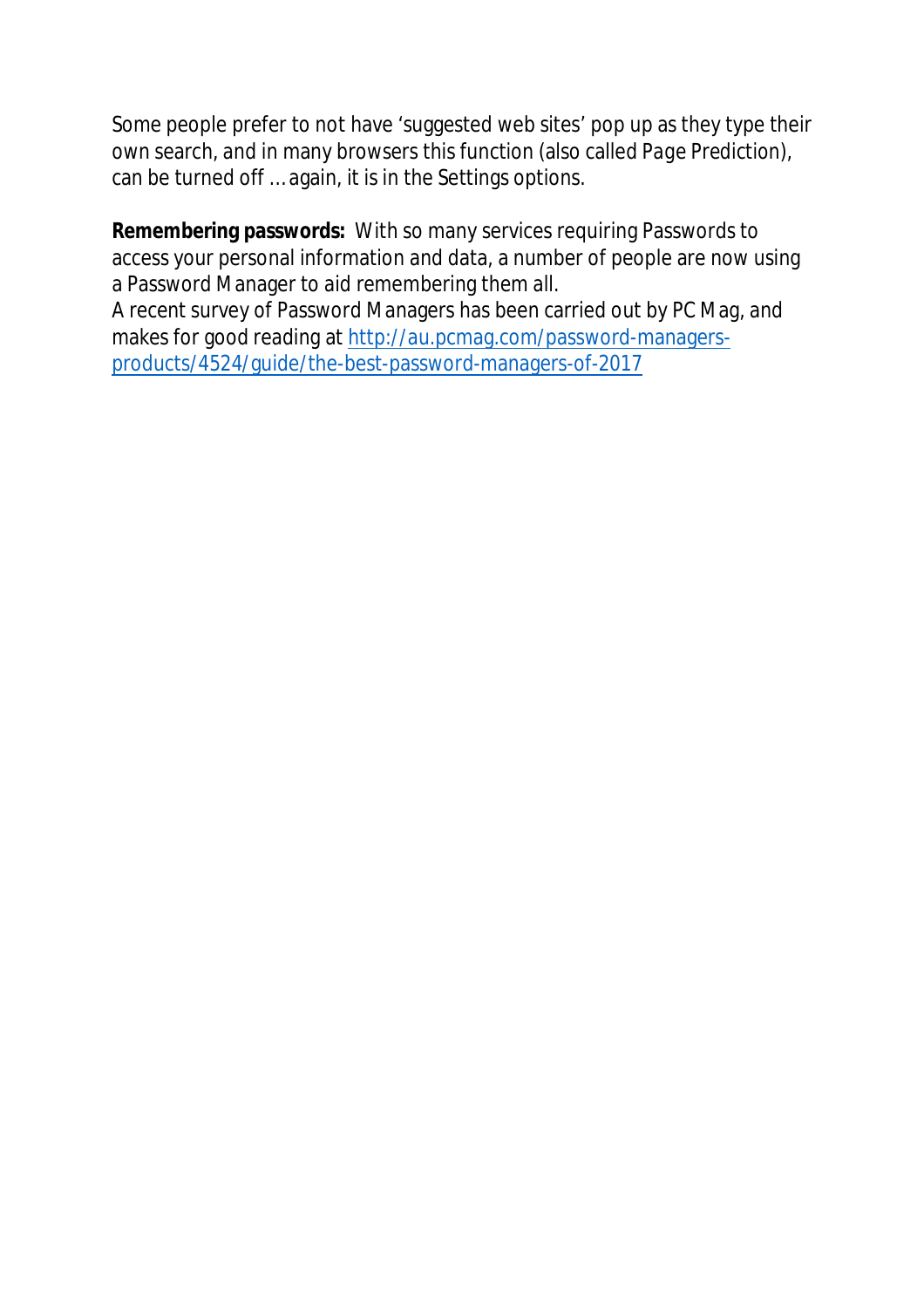Some people prefer to not have 'suggested web sites' pop up as they type their own search, and in many browsers this function (also called Page Prediction), can be turned off … again, it is in the Settings options.

**Remembering passwords:** With so many services requiring Passwords to access your personal information and data, a number of people are now using a Password Manager to aid remembering them all.
A recent survey of Password Managers has been carried out by PC Mag, and makes for good reading at [http://au.pcmag.com/password-managers-products/4524/guide/the-best-password-managers-of-2017](http://au.pcmag.com/password-managers-products/4524/guide/the-best-password-managers-of-2017)